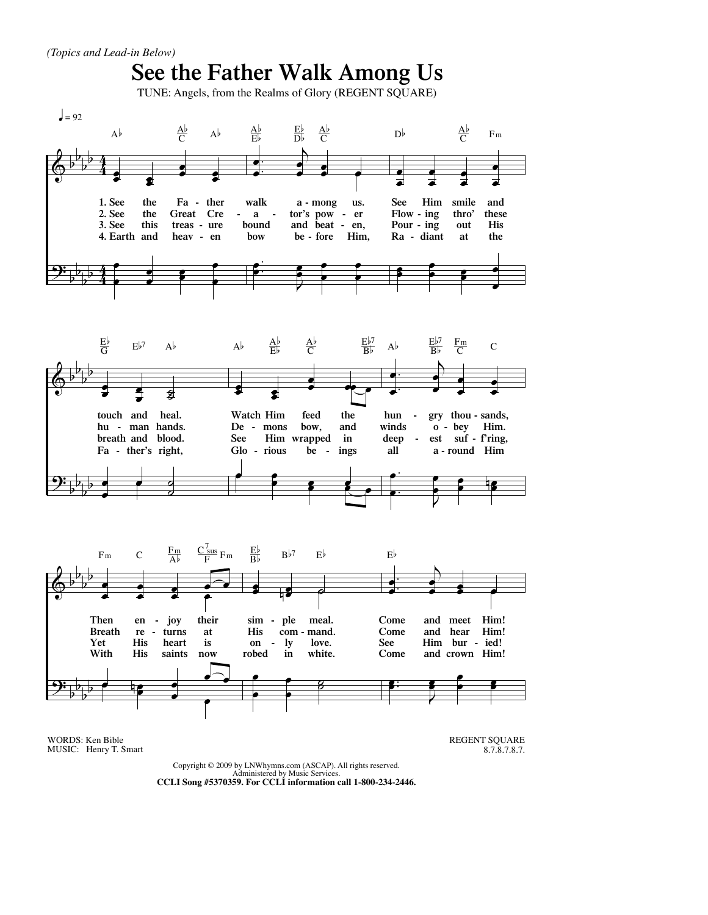*(Topics and Lead-in Below)*

# See the Father Walk Among Us

TUNE: Angels, from the Realms of Glory (REGENT SQUARE)

1. See the Father walk among us. See Him smile and touch and heal. Watch Him feed the hungry thousands, Then enjoy their simple meal. Come and meet Him!
2. See the Great Creator's power Flowing thro' these human hands. Demons bow, and winds obey Him. Breath returns at His command. Come and hear Him!
3. See this treasure bound and beaten, Pouring out His breath and blood. See Him wrapped in deepest suff'ring, Yet His heart is only love. See Him buried!
4. Earth and heaven bow before Him, Radiant at the Father's right, Glorious beings all around Him With His saints now robed in white. Come and crown Him!

WORDS: Ken Bible
MUSIC: Henry T. Smart

REGENT SQUARE
8.7.8.7.8.7.

Copyright © 2009 by LNWhymns.com (ASCAP). All rights reserved.
Administered by Music Services.
**CCLI Song #5370359. For CCLI information call 1-800-234-2446.**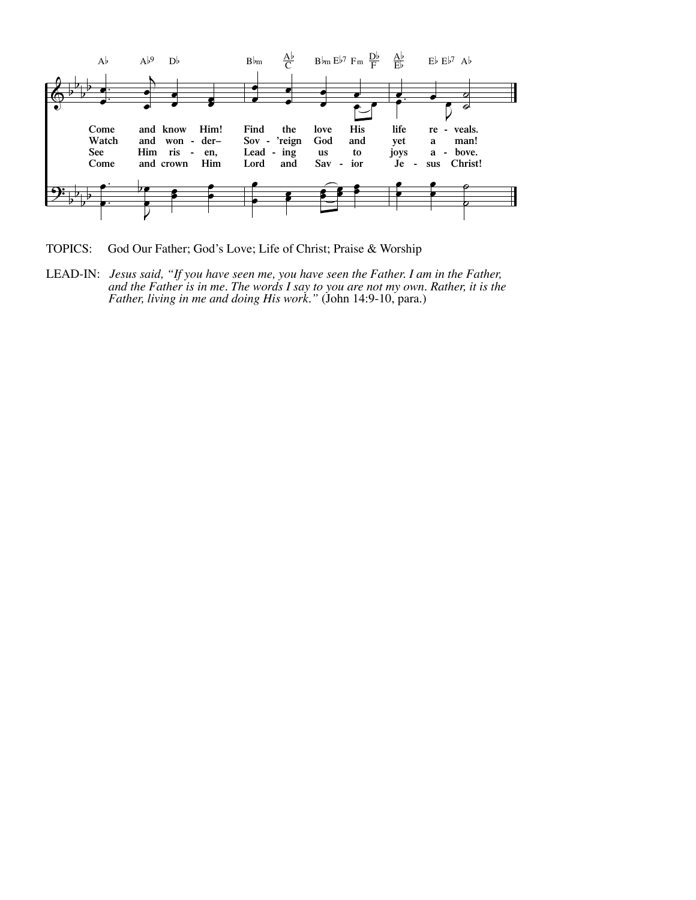Come and know Him! Find the love His life re - veals.
Watch and won - der– Sov - 'reign God and yet a man!
See Him ris - en, Lead - ing us to joys a - bove.
Come and crown Him Lord and Sav - ior Je - sus Christ!

TOPICS: God Our Father; God's Love; Life of Christ; Praise & Worship

LEAD-IN: *Jesus said, "If you have seen me, you have seen the Father. I am in the Father, and the Father is in me. The words I say to you are not my own. Rather, it is the Father, living in me and doing His work."* (John 14:9-10, para.)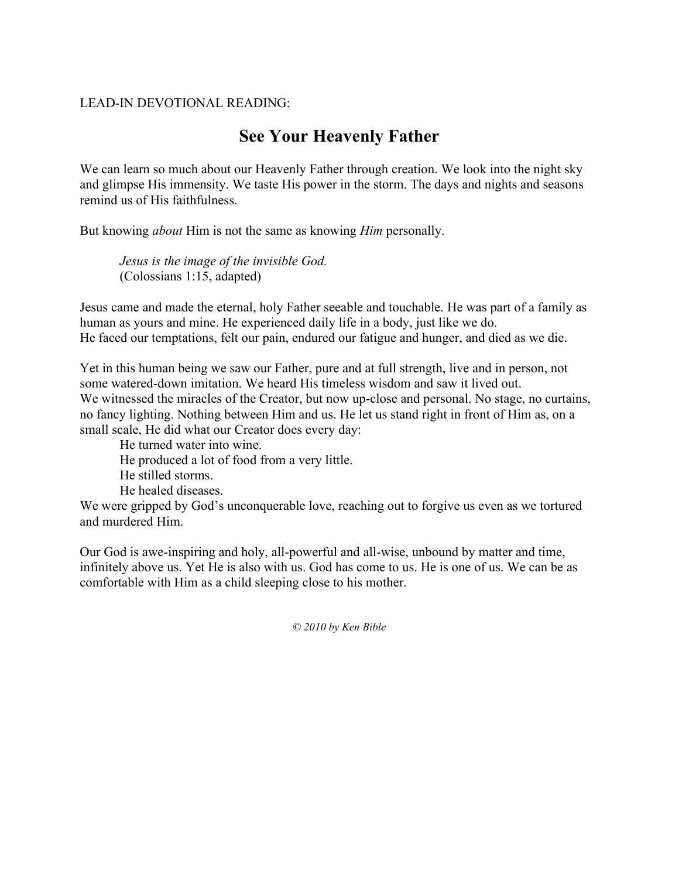LEAD-IN DEVOTIONAL READING:

# See Your Heavenly Father

We can learn so much about our Heavenly Father through creation. We look into the night sky and glimpse His immensity. We taste His power in the storm. The days and nights and seasons remind us of His faithfulness.

But knowing *about* Him is not the same as knowing *Him* personally.

> *Jesus is the image of the invisible God.*
> (Colossians 1:15, adapted)

Jesus came and made the eternal, holy Father seeable and touchable. He was part of a family as human as yours and mine. He experienced daily life in a body, just like we do.
He faced our temptations, felt our pain, endured our fatigue and hunger, and died as we die.

Yet in this human being we saw our Father, pure and at full strength, live and in person, not some watered-down imitation. We heard His timeless wisdom and saw it lived out.
We witnessed the miracles of the Creator, but now up-close and personal. No stage, no curtains, no fancy lighting. Nothing between Him and us. He let us stand right in front of Him as, on a small scale, He did what our Creator does every day:

> He turned water into wine.
> He produced a lot of food from a very little.
> He stilled storms.
> He healed diseases.

We were gripped by God's unconquerable love, reaching out to forgive us even as we tortured and murdered Him.

Our God is awe-inspiring and holy, all-powerful and all-wise, unbound by matter and time, infinitely above us. Yet He is also with us. God has come to us. He is one of us. We can be as comfortable with Him as a child sleeping close to his mother.

*© 2010 by Ken Bible*